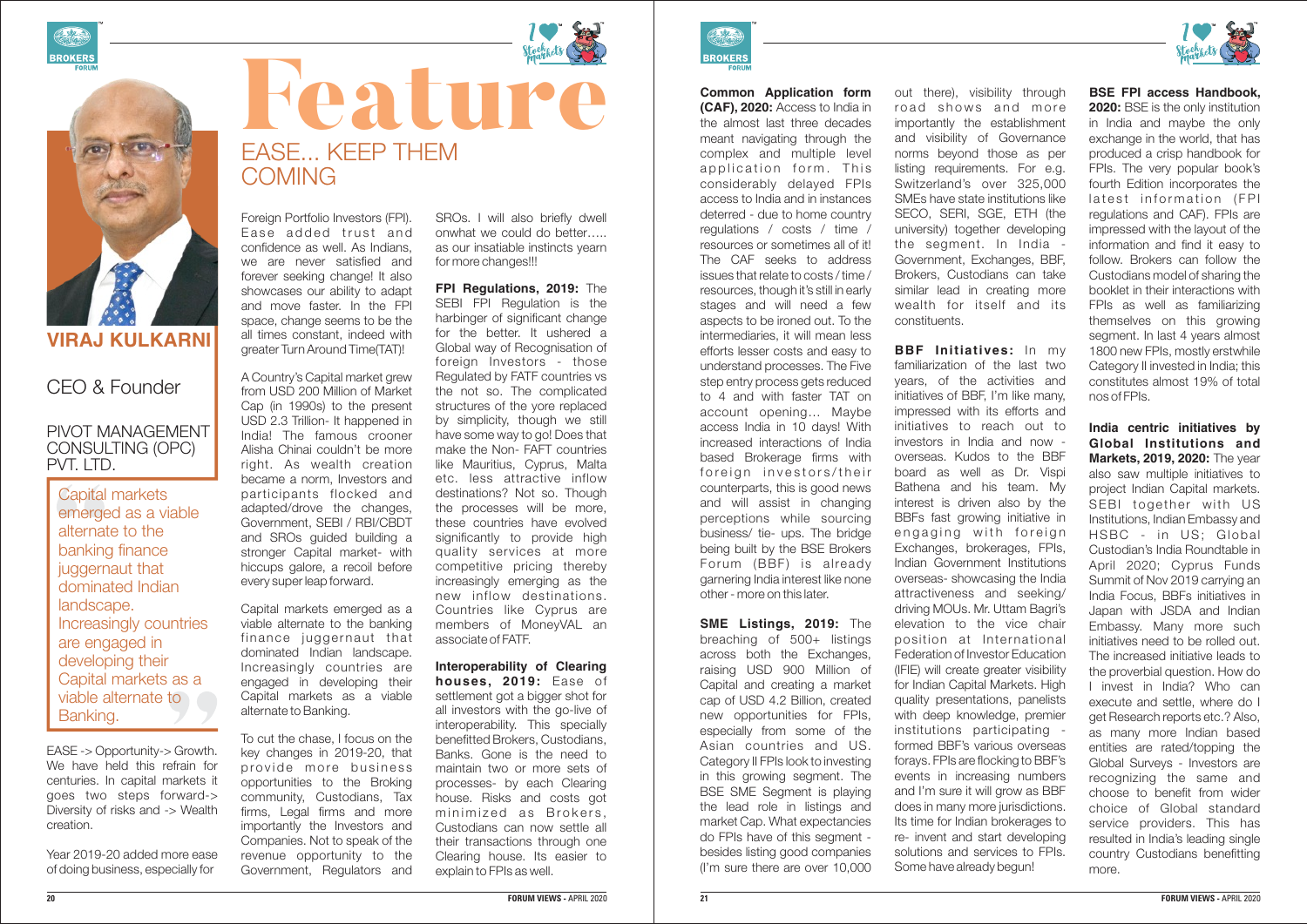# Feature

## EASE... KEEP THEM COMING

**VIRAJ KULKARNI**

CEO & Founder

PIVOT MANAGEMENT CONSULTING (OPC) PVT. LTD.

> Capital markets emerged as a viable alternate to the banking finance juggernaut that dominated Indian landscape. Increasingly countries are engaged in developing their Capital markets as a viable alternate to Banking.

EASE -> Opportunity-> Growth. We have held this refrain for centuries. In capital markets it goes two steps forward-> Diversity of risks and -> Wealth creation.

Year 2019-20 added more ease of doing business, especially for Foreign Portfolio Investors (FPI). Ease added trust and confidence as well. As Indians, we are never satisfied and forever seeking change! It also showcases our ability to adapt and move faster. In the FPI space, change seems to be the all times constant, indeed with greater Turn Around Time(TAT)!

A Country's Capital market grew from USD 200 Million of Market Cap (in 1990s) to the present USD 2.3 Trillion- It happened in India! The famous crooner Alisha Chinai couldn't be more right. As wealth creation became a norm, Investors and participants flocked and adapted/drove the changes, Government, SEBI / RBI/CBDT and SROs guided building a stronger Capital market- with hiccups galore, a recoil before every super leap forward.

Capital markets emerged as a viable alternate to the banking finance juggernaut that dominated Indian landscape. Increasingly countries are engaged in developing their Capital markets as a viable alternate to Banking.

To cut the chase, I focus on the key changes in 2019-20, that provide more business opportunities to the Broking community, Custodians, Tax firms, Legal firms and more importantly the Investors and Companies. Not to speak of the revenue opportunity to the Government, Regulators and SROs. I will also briefly dwell onwhat we could do better….. as our insatiable instincts yearn for more changes!!!

**FPI Regulations, 2019:** The SEBI FPI Regulation is the harbinger of significant change for the better. It ushered a Global way of Recognisation of foreign Investors - those Regulated by FATF countries vs the not so. The complicated structures of the yore replaced by simplicity, though we still have some way to go! Does that make the Non- FAFT countries like Mauritius, Cyprus, Malta etc. less attractive inflow destinations? Not so. Though the processes will be more, these countries have evolved significantly to provide high quality services at more competitive pricing thereby increasingly emerging as the new inflow destinations. Countries like Cyprus are members of MoneyVAL an associate of FATF.

**Interoperability of Clearing houses, 2019:** Ease of settlement got a bigger shot for all investors with the go-live of interoperability. This specially benefitted Brokers, Custodians, Banks. Gone is the need to maintain two or more sets of processes- by each Clearing house. Risks and costs got minimized as Brokers, Custodians can now settle all their transactions through one Clearing house. Its easier to explain to FPIs as well.

**Common Application form (CAF), 2020:** Access to India in the almost last three decades meant navigating through the complex and multiple level application form. This considerably delayed FPIs access to India and in instances deterred - due to home country regulations / costs / time / resources or sometimes all of it! The CAF seeks to address issues that relate to costs / time / resources, though it's still in early stages and will need a few aspects to be ironed out. To the intermediaries, it will mean less efforts lesser costs and easy to understand processes. The Five step entry process gets reduced to 4 and with faster TAT on account opening… Maybe access India in 10 days! With increased interactions of India based Brokerage firms with foreign investors/their counterparts, this is good news and will assist in changing perceptions while sourcing business/ tie- ups. The bridge being built by the BSE Brokers Forum (BBF) is already garnering India interest like none other - more on this later.

**SME Listings, 2019:** The breaching of 500+ listings across both the Exchanges, raising USD 900 Million of Capital and creating a market cap of USD 4.2 Billion, created new opportunities for FPIs, especially from some of the Asian countries and US. Category II FPIs look to investing in this growing segment. The BSE SME Segment is playing the lead role in listings and market Cap. What expectancies do FPIs have of this segment - besides listing good companies (I'm sure there are over 10,000 out there), visibility through road shows and more importantly the establishment and visibility of Governance norms beyond those as per listing requirements. For e.g. Switzerland's over 325,000 SMEs have state institutions like SECO, SERI, SGE, ETH (the university) together developing the segment. In India - Government, Exchanges, BBF, Brokers, Custodians can take similar lead in creating more wealth for itself and its constituents.

**BBF Initiatives:** In my familiarization of the last two years, of the activities and initiatives of BBF, I'm like many, impressed with its efforts and initiatives to reach out to investors in India and now - overseas. Kudos to the BBF board as well as Dr. Vispi Bathena and his team. My interest is driven also by the BBFs fast growing initiative in engaging with foreign Exchanges, brokerages, FPIs, Indian Government Institutions overseas- showcasing the India attractiveness and seeking/driving MOUs. Mr. Uttam Bagri's elevation to the vice chair position at International Federation of Investor Education (IFIE) will create greater visibility for Indian Capital Markets. High quality presentations, panelists with deep knowledge, premier institutions participating - formed BBF's various overseas forays. FPIs are flocking to BBF's events in increasing numbers and I'm sure it will grow as BBF does in many more jurisdictions. Its time for Indian brokerages to re- invent and start developing solutions and services to FPIs. Some have already begun!

**BSE FPI access Handbook, 2020:** BSE is the only institution in India and maybe the only exchange in the world, that has produced a crisp handbook for FPIs. The very popular book's fourth Edition incorporates the latest information (FPI regulations and CAF). FPIs are impressed with the layout of the information and find it easy to follow. Brokers can follow the Custodians model of sharing the booklet in their interactions with FPIs as well as familiarizing themselves on this growing segment. In last 4 years almost 1800 new FPIs, mostly erstwhile Category II invested in India; this constitutes almost 19% of total nos of FPIs.

**India centric initiatives by Global Institutions and Markets, 2019, 2020:** The year also saw multiple initiatives to project Indian Capital markets. SEBI together with US Institutions, Indian Embassy and HSBC - in US; Global Custodian's India Roundtable in April 2020; Cyprus Funds Summit of Nov 2019 carrying an India Focus, BBFs initiatives in Japan with JSDA and Indian Embassy. Many more such initiatives need to be rolled out. The increased initiative leads to the proverbial question. How do I invest in India? Who can execute and settle, where do I get Research reports etc.? Also, as many more Indian based entities are rated/topping the Global Surveys - Investors are recognizing the same and choose to benefit from wider choice of Global standard service providers. This has resulted in India's leading single country Custodians benefitting more.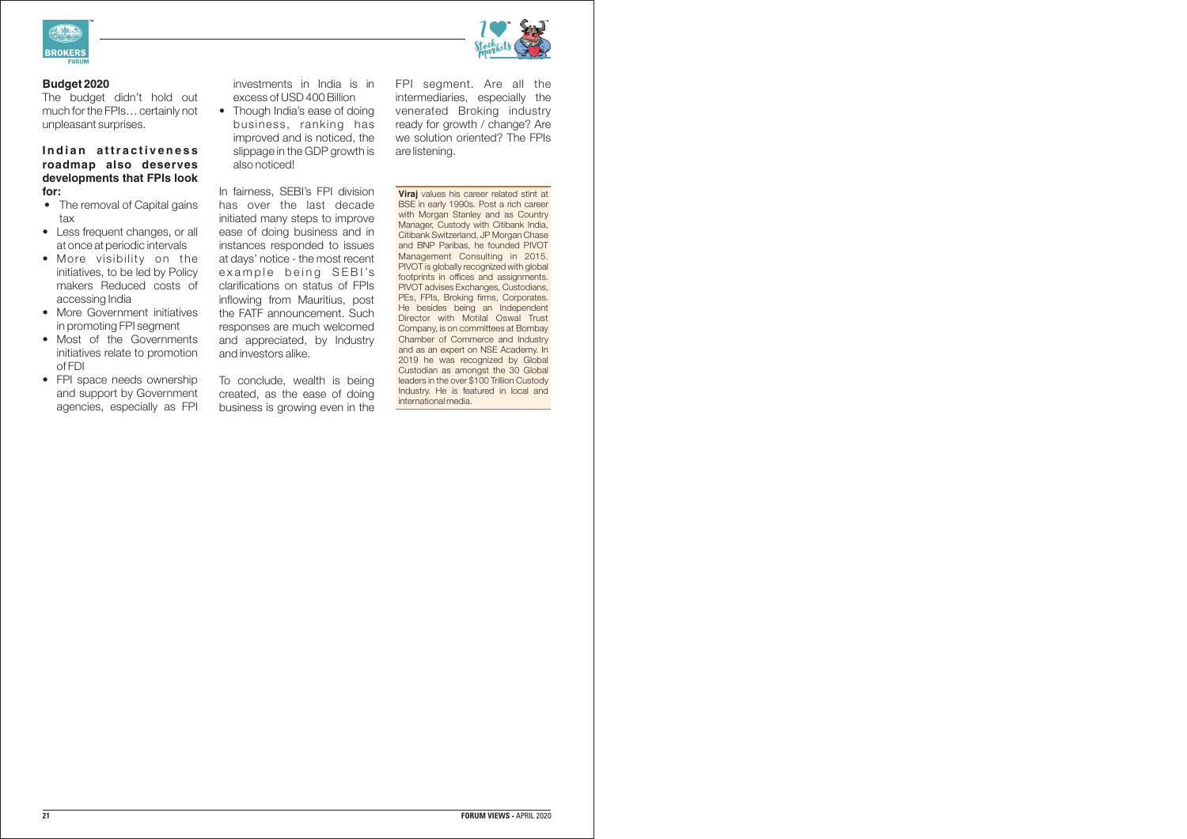**Budget 2020**

The budget didn't hold out much for the FPIs… certainly not unpleasant surprises.

**Indian attractiveness roadmap also deserves developments that FPIs look for:**

- The removal of Capital gains tax
- Less frequent changes, or all at once at periodic intervals
- More visibility on the initiatives, to be led by Policy makers Reduced costs of accessing India
- More Government initiatives in promoting FPI segment
- Most of the Governments initiatives relate to promotion of FDI
- FPI space needs ownership and support by Government agencies, especially as FPI investments in India is in excess of USD 400 Billion
- Though India's ease of doing business, ranking has improved and is noticed, the slippage in the GDP growth is also noticed!

In fairness, SEBI's FPI division has over the last decade initiated many steps to improve ease of doing business and in instances responded to issues at days' notice - the most recent example being SEBI's clarifications on status of FPIs inflowing from Mauritius, post the FATF announcement. Such responses are much welcomed and appreciated, by Industry and investors alike.

To conclude, wealth is being created, as the ease of doing business is growing even in the FPI segment. Are all the intermediaries, especially the venerated Broking industry ready for growth / change? Are we solution oriented? The FPIs are listening.

**Viraj** values his career related stint at BSE in early 1990s. Post a rich career with Morgan Stanley and as Country Manager, Custody with Citibank India, Citibank Switzerland, JP Morgan Chase and BNP Paribas, he founded PIVOT Management Consulting in 2015. PIVOT is globally recognized with global footprints in offices and assignments. PIVOT advises Exchanges, Custodians, PEs, FPIs, Broking firms, Corporates. He besides being an Independent Director with Motilal Oswal Trust Company, is on committees at Bombay Chamber of Commerce and Industry and as an expert on NSE Academy. In 2019 he was recognized by Global Custodian as amongst the 30 Global leaders in the over $100 Trillion Custody Industry. He is featured in local and international media.